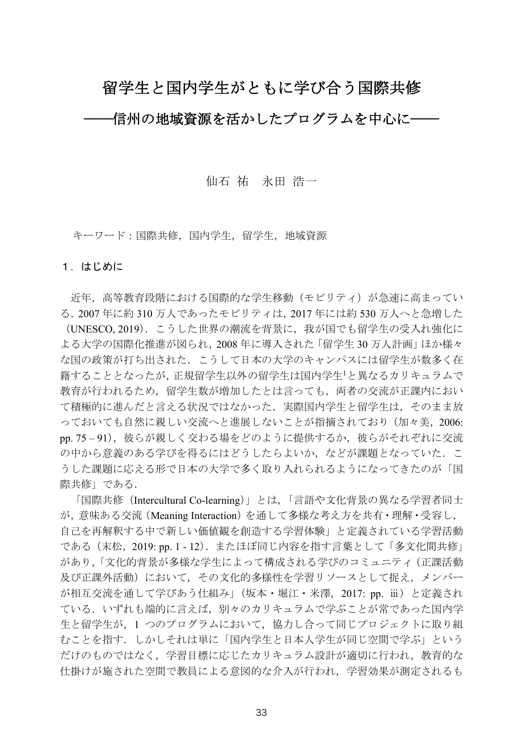# 留学生と国内学生がともに学び合う国際共修

## ――信州の地域資源を活かしたプログラムを中心に――

仙石 祐　永田 浩一

キーワード：国際共修，国内学生，留学生，地域資源

## １．はじめに

近年，高等教育段階における国際的な学生移動（モビリティ）が急速に高まっている．2007 年に約 310 万人であったモビリティは，2017 年には約 530 万人へと急増した（UNESCO, 2019）．こうした世界の潮流を背景に，我が国でも留学生の受入れ強化による大学の国際化推進が図られ，2008 年に導入された「留学生 30 万人計画」ほか様々な国の政策が打ち出された．こうして日本の大学のキャンパスには留学生が数多く在籍することとなったが，正規留学生以外の留学生は国内学生[1]と異なるカリキュラムで教育が行われるため，留学生数が増加したとは言っても，両者の交流が正課内において積極的に進んだと言える状況ではなかった．実際国内学生と留学生は，そのまま放っておいても自然に親しい交流へと進展しないことが指摘されており（加々美，2006: pp. 75 – 91），彼らが親しく交わる場をどのように提供するか，彼らがそれぞれに交流の中から意義のある学びを得るにはどうしたらよいか，などが課題となっていた．こうした課題に応える形で日本の大学で多く取り入れられるようになってきたのが「国際共修」である．

「国際共修（Intercultural Co-learning）」とは，「言語や文化背景の異なる学習者同士が，意味ある交流（Meaning Interaction）を通して多様な考え方を共有・理解・受容し，自己を再解釈する中で新しい価値観を創造する学習体験」と定義されている学習活動である（末松，2019: pp. 1 - 12）．またほぼ同じ内容を指す言葉として「多文化間共修」があり，「文化的背景が多様な学生によって構成される学びのコミュニティ（正課活動及び正課外活動）において，その文化的多様性を学習リソースとして捉え，メンバーが相互交流を通して学びあう仕組み」（坂本・堀江・米澤，2017: pp. ⅲ）と定義されている．いずれも端的に言えば，別々のカリキュラムで学ぶことが常であった国内学生と留学生が，1 つのプログラムにおいて，協力し合って同じプロジェクトに取り組むことを指す．しかしそれは単に「国内学生と日本人学生が同じ空間で学ぶ」というだけのものではなく，学習目標に応じたカリキュラム設計が適切に行われ，教育的な仕掛けが施された空間で教員による意図的な介入が行われ，学習効果が測定されるも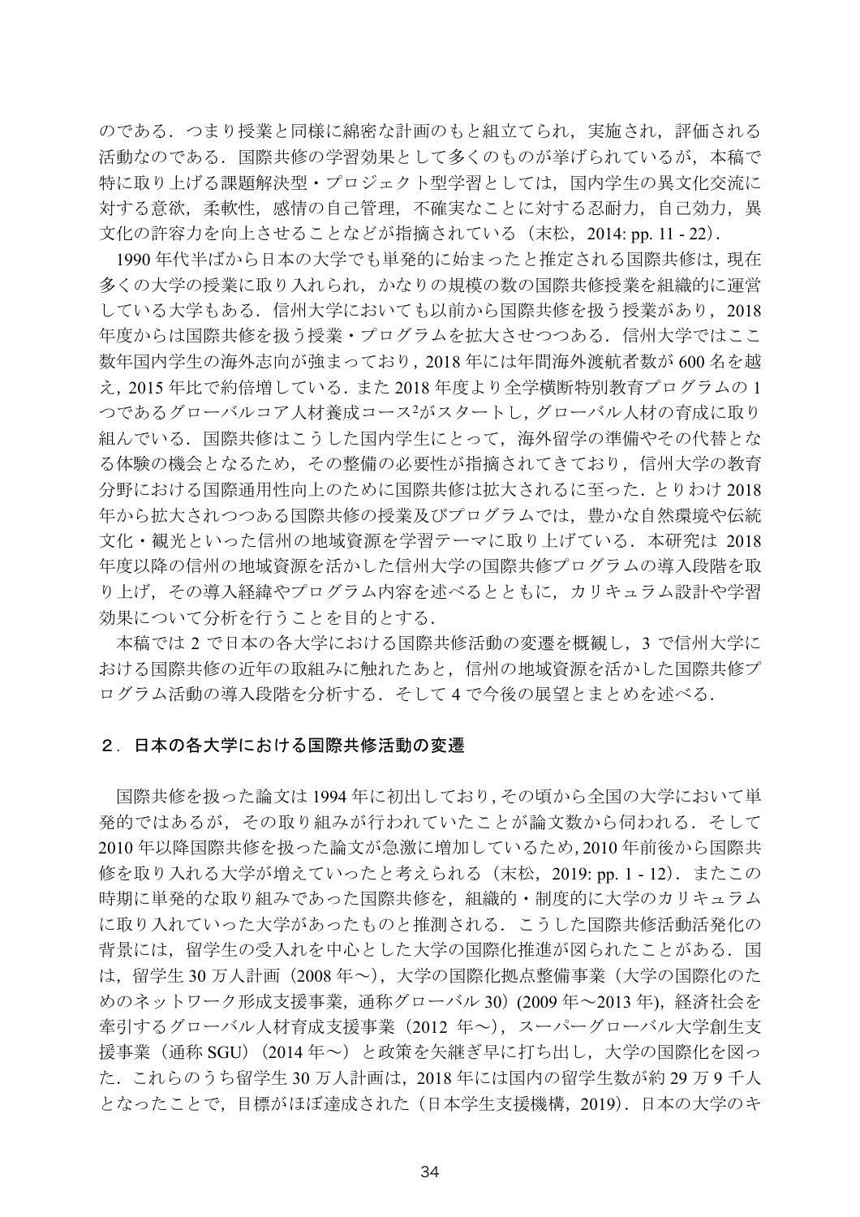のである．つまり授業と同様に綿密な計画のもと組立てられ，実施され，評価される活動なのである．国際共修の学習効果として多くのものが挙げられているが，本稿で特に取り上げる課題解決型・プロジェクト型学習としては，国内学生の異文化交流に対する意欲，柔軟性，感情の自己管理，不確実なことに対する忍耐力，自己効力，異文化の許容力を向上させることなどが指摘されている（末松，2014: pp. 11 - 22）．

1990 年代半ばから日本の大学でも単発的に始まったと推定される国際共修は，現在多くの大学の授業に取り入れられ，かなりの規模の数の国際共修授業を組織的に運営している大学もある．信州大学においても以前から国際共修を扱う授業があり，2018 年度からは国際共修を扱う授業・プログラムを拡大させつつある．信州大学ではここ数年国内学生の海外志向が強まっており，2018 年には年間海外渡航者数が 600 名を越え，2015 年比で約倍増している．また 2018 年度より全学横断特別教育プログラムの 1 つであるグローバルコア人材養成コース[2]がスタートし，グローバル人材の育成に取り組んでいる．国際共修はこうした国内学生にとって，海外留学の準備やその代替となる体験の機会となるため，その整備の必要性が指摘されてきており，信州大学の教育分野における国際通用性向上のために国際共修は拡大されるに至った．とりわけ 2018 年から拡大されつつある国際共修の授業及びプログラムでは，豊かな自然環境や伝統文化・観光といった信州の地域資源を学習テーマに取り上げている．本研究は 2018 年度以降の信州の地域資源を活かした信州大学の国際共修プログラムの導入段階を取り上げ，その導入経緯やプログラム内容を述べるとともに，カリキュラム設計や学習効果について分析を行うことを目的とする．

本稿では 2 で日本の各大学における国際共修活動の変遷を概観し，3 で信州大学における国際共修の近年の取組みに触れたあと，信州の地域資源を活かした国際共修プログラム活動の導入段階を分析する．そして 4 で今後の展望とまとめを述べる．

## 2．日本の各大学における国際共修活動の変遷

国際共修を扱った論文は 1994 年に初出しており，その頃から全国の大学において単発的ではあるが，その取り組みが行われていたことが論文数から伺われる．そして 2010 年以降国際共修を扱った論文が急激に増加しているため，2010 年前後から国際共修を取り入れる大学が増えていったと考えられる（末松，2019: pp. 1 - 12）．またこの時期に単発的な取り組みであった国際共修を，組織的・制度的に大学のカリキュラムに取り入れていった大学があったものと推測される．こうした国際共修活動活発化の背景には，留学生の受入れを中心とした大学の国際化推進が図られたことがある．国は，留学生 30 万人計画（2008 年～），大学の国際化拠点整備事業（大学の国際化のためのネットワーク形成支援事業，通称グローバル 30）(2009 年～2013 年)，経済社会を牽引するグローバル人材育成支援事業（2012 年～），スーパーグローバル大学創生支援事業（通称 SGU）（2014 年～）と政策を矢継ぎ早に打ち出し，大学の国際化を図った．これらのうち留学生 30 万人計画は，2018 年には国内の留学生数が約 29 万 9 千人となったことで，目標がほぼ達成された（日本学生支援機構，2019）．日本の大学のキ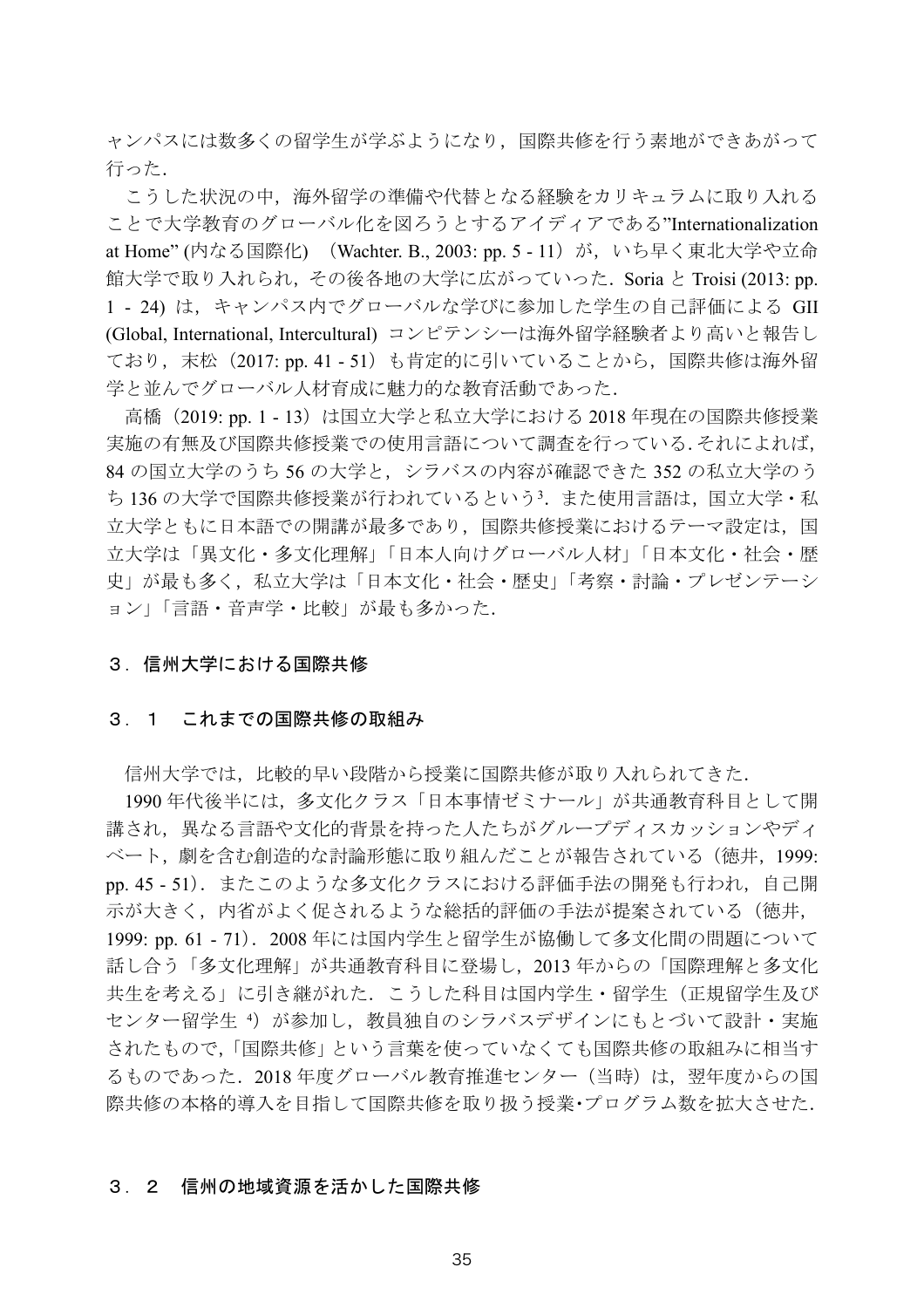ャンパスには数多くの留学生が学ぶようになり，国際共修を行う素地ができあがって行った．

こうした状況の中，海外留学の準備や代替となる経験をカリキュラムに取り入れることで大学教育のグローバル化を図ろうとするアイディアである"Internationalization at Home" (内なる国際化) （Wachter. B., 2003: pp. 5 - 11）が，いち早く東北大学や立命館大学で取り入れられ，その後各地の大学に広がっていった．Soria と Troisi (2013: pp. 1 - 24) は，キャンパス内でグローバルな学びに参加した学生の自己評価による GII (Global, International, Intercultural) コンピテンシーは海外留学経験者より高いと報告しており，末松（2017: pp. 41 - 51）も肯定的に引いていることから，国際共修は海外留学と並んでグローバル人材育成に魅力的な教育活動であった．

高橋（2019: pp. 1 - 13）は国立大学と私立大学における 2018 年現在の国際共修授業実施の有無及び国際共修授業での使用言語について調査を行っている．それによれば，84 の国立大学のうち 56 の大学と，シラバスの内容が確認できた 352 の私立大学のうち 136 の大学で国際共修授業が行われているという[3]．また使用言語は，国立大学・私立大学ともに日本語での開講が最多であり，国際共修授業におけるテーマ設定は，国立大学は「異文化・多文化理解」「日本人向けグローバル人材」「日本文化・社会・歴史」が最も多く，私立大学は「日本文化・社会・歴史」「考察・討論・プレゼンテーション」「言語・音声学・比較」が最も多かった．

## ３．信州大学における国際共修

### ３．１　これまでの国際共修の取組み

信州大学では，比較的早い段階から授業に国際共修が取り入れられてきた．

1990 年代後半には，多文化クラス「日本事情ゼミナール」が共通教育科目として開講され，異なる言語や文化的背景を持った人たちがグループディスカッションやディベート，劇を含む創造的な討論形態に取り組んだことが報告されている（徳井，1999: pp. 45 - 51）．またこのような多文化クラスにおける評価手法の開発も行われ，自己開示が大きく，内省がよく促されるような総括的評価の手法が提案されている（徳井，1999: pp. 61 - 71）．2008 年には国内学生と留学生が協働して多文化間の問題について話し合う「多文化理解」が共通教育科目に登場し，2013 年からの「国際理解と多文化共生を考える」に引き継がれた．こうした科目は国内学生・留学生（正規留学生及びセンター留学生 [4]）が参加し，教員独自のシラバスデザインにもとづいて設計・実施されたもので，「国際共修」という言葉を使っていなくても国際共修の取組みに相当するものであった．2018 年度グローバル教育推進センター（当時）は，翌年度からの国際共修の本格的導入を目指して国際共修を取り扱う授業･プログラム数を拡大させた．

### ３．２　信州の地域資源を活かした国際共修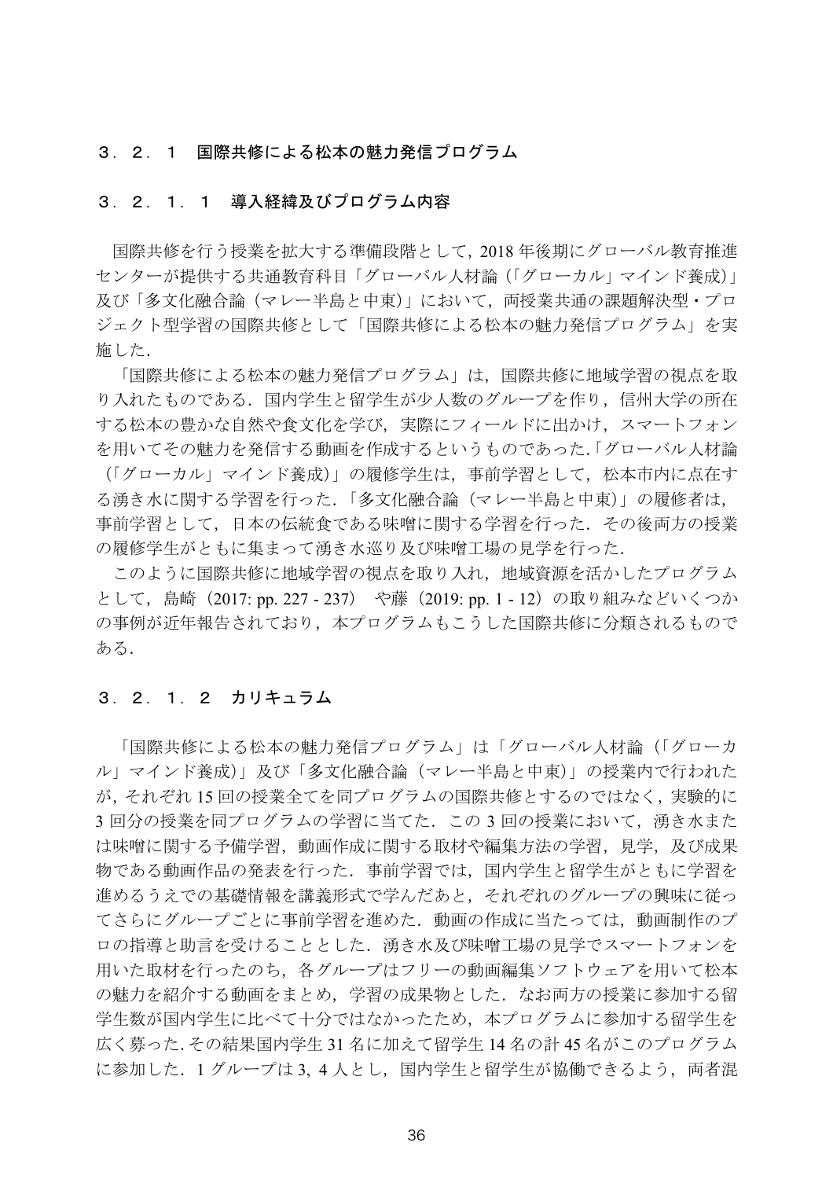### ３．２．１　国際共修による松本の魅力発信プログラム

#### ３．２．１．１　導入経緯及びプログラム内容

国際共修を行う授業を拡大する準備段階として，2018 年後期にグローバル教育推進センターが提供する共通教育科目「グローバル人材論（「グローカル」マインド養成）」及び「多文化融合論（マレー半島と中東）」において，両授業共通の課題解決型・プロジェクト型学習の国際共修として「国際共修による松本の魅力発信プログラム」を実施した．

「国際共修による松本の魅力発信プログラム」は，国際共修に地域学習の視点を取り入れたものである．国内学生と留学生が少人数のグループを作り，信州大学の所在する松本の豊かな自然や食文化を学び，実際にフィールドに出かけ，スマートフォンを用いてその魅力を発信する動画を作成するというものであった.「グローバル人材論（「グローカル」マインド養成)」の履修学生は，事前学習として，松本市内に点在する湧き水に関する学習を行った.「多文化融合論（マレー半島と中東)」の履修者は，事前学習として，日本の伝統食である味噌に関する学習を行った．その後両方の授業の履修学生がともに集まって湧き水巡り及び味噌工場の見学を行った．

このように国際共修に地域学習の視点を取り入れ，地域資源を活かしたプログラムとして，島崎（2017: pp. 227 - 237） や藤（2019: pp. 1 - 12）の取り組みなどいくつかの事例が近年報告されており，本プログラムもこうした国際共修に分類されるものである．

#### ３．２．１．２　カリキュラム

「国際共修による松本の魅力発信プログラム」は「グローバル人材論（「グローカル」マインド養成)」及び「多文化融合論（マレー半島と中東)」の授業内で行われたが，それぞれ 15 回の授業全てを同プログラムの国際共修とするのではなく，実験的に 3 回分の授業を同プログラムの学習に当てた．この 3 回の授業において，湧き水または味噌に関する予備学習，動画作成に関する取材や編集方法の学習，見学，及び成果物である動画作品の発表を行った．事前学習では，国内学生と留学生がともに学習を進めるうえでの基礎情報を講義形式で学んだあと，それぞれのグループの興味に従ってさらにグループごとに事前学習を進めた．動画の作成に当たっては，動画制作のプロの指導と助言を受けることとした．湧き水及び味噌工場の見学でスマートフォンを用いた取材を行ったのち，各グループはフリーの動画編集ソフトウェアを用いて松本の魅力を紹介する動画をまとめ，学習の成果物とした．なお両方の授業に参加する留学生数が国内学生に比べて十分ではなかったため，本プログラムに参加する留学生を広く募った.その結果国内学生 31 名に加えて留学生 14 名の計 45 名がこのプログラムに参加した．1 グループは 3，4 人とし，国内学生と留学生が協働できるよう，両者混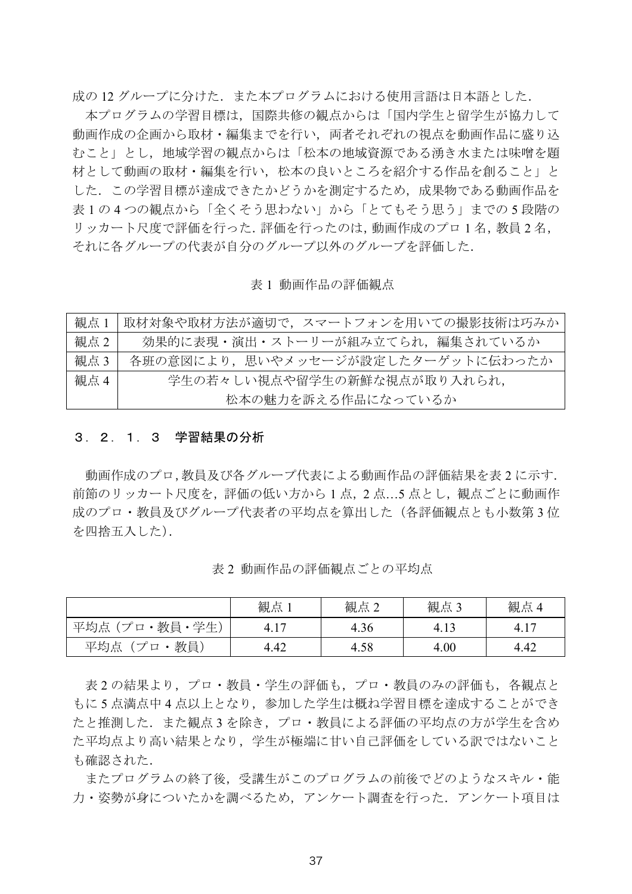成の 12 グループに分けた．また本プログラムにおける使用言語は日本語とした．

本プログラムの学習目標は，国際共修の観点からは「国内学生と留学生が協力して動画作成の企画から取材・編集までを行い，両者それぞれの視点を動画作品に盛り込むこと」とし，地域学習の観点からは「松本の地域資源である湧き水または味噌を題材として動画の取材・編集を行い，松本の良いところを紹介する作品を創ること」とした．この学習目標が達成できたかどうかを測定するため，成果物である動画作品を表 1 の 4 つの観点から「全くそう思わない」から「とてもそう思う」までの 5 段階のリッカート尺度で評価を行った. 評価を行ったのは, 動画作成のプロ 1 名, 教員 2 名，それに各グループの代表が自分のグループ以外のグループを評価した.

表 1 動画作品の評価観点

| | |
|---|---|
| 観点 1 | 取材対象や取材方法が適切で，スマートフォンを用いての撮影技術は巧みか |
| 観点 2 | 効果的に表現・演出・ストーリーが組み立てられ，編集されているか |
| 観点 3 | 各班の意図により，思いやメッセージが設定したターゲットに伝わったか |
| 観点 4 | 学生の若々しい視点や留学生の新鮮な視点が取り入れられ，松本の魅力を訴える作品になっているか |

### ３．２．１．３　学習結果の分析

動画作成のプロ, 教員及び各グループ代表による動画作品の評価結果を表 2 に示す. 前節のリッカート尺度を，評価の低い方から 1 点，2 点…5 点とし，観点ごとに動画作成のプロ・教員及びグループ代表者の平均点を算出した（各評価観点とも小数第 3 位を四捨五入した）.

表 2 動画作品の評価観点ごとの平均点

| | 観点 1 | 観点 2 | 観点 3 | 観点 4 |
|---|---|---|---|---|
| 平均点（プロ・教員・学生） | 4.17 | 4.36 | 4.13 | 4.17 |
| 平均点（プロ・教員） | 4.42 | 4.58 | 4.00 | 4.42 |

表 2 の結果より，プロ・教員・学生の評価も，プロ・教員のみの評価も，各観点ともに 5 点満点中 4 点以上となり，参加した学生は概ね学習目標を達成することができたと推測した．また観点 3 を除き，プロ・教員による評価の平均点の方が学生を含めた平均点より高い結果となり，学生が極端に甘い自己評価をしている訳ではないことも確認された.

またプログラムの終了後，受講生がこのプログラムの前後でどのようなスキル・能力・姿勢が身についたかを調べるため，アンケート調査を行った．アンケート項目は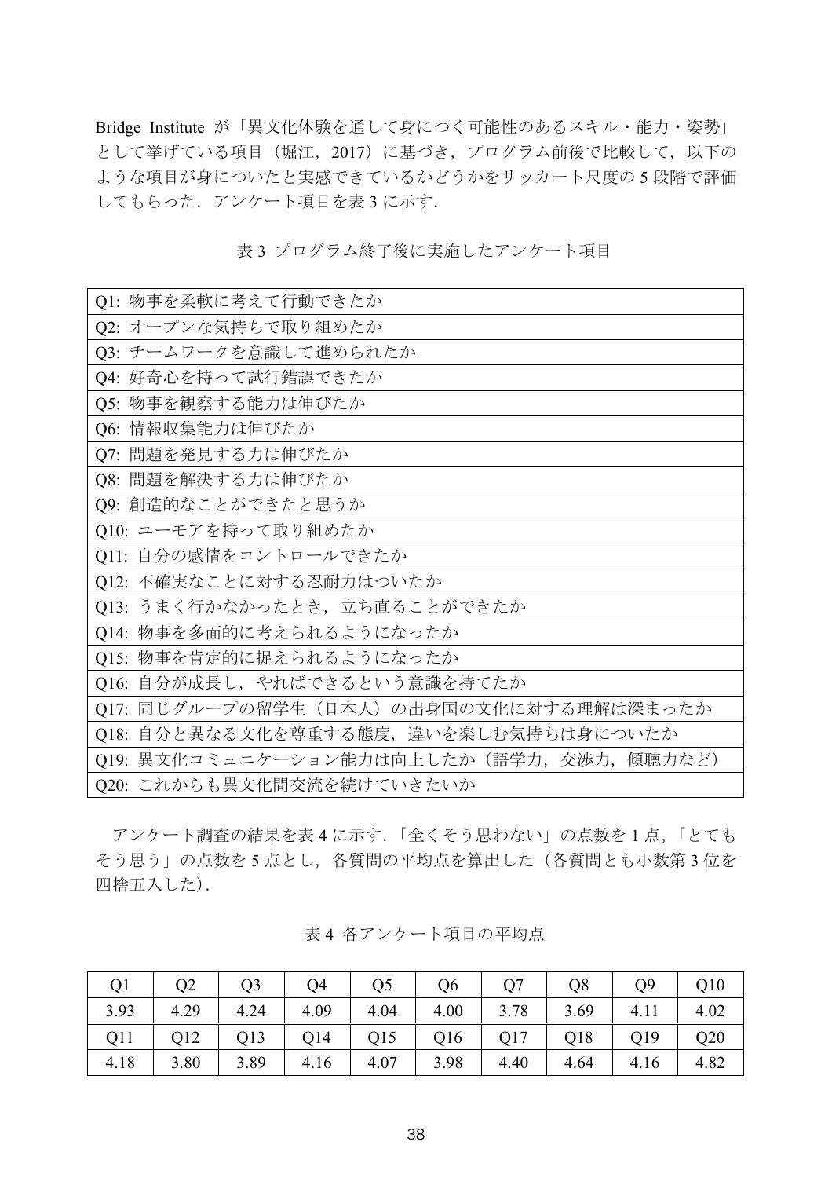Bridge Institute が「異文化体験を通して身につく可能性のあるスキル・能力・姿勢」として挙げている項目（堀江，2017）に基づき，プログラム前後で比較して，以下のような項目が身についたと実感できているかどうかをリッカート尺度の 5 段階で評価してもらった．アンケート項目を表 3 に示す．

表 3 プログラム終了後に実施したアンケート項目

| |
|---|
| Q1: 物事を柔軟に考えて行動できたか |
| Q2: オープンな気持ちで取り組めたか |
| Q3: チームワークを意識して進められたか |
| Q4: 好奇心を持って試行錯誤できたか |
| Q5: 物事を観察する能力は伸びたか |
| Q6: 情報収集能力は伸びたか |
| Q7: 問題を発見する力は伸びたか |
| Q8: 問題を解決する力は伸びたか |
| Q9: 創造的なことができたと思うか |
| Q10: ユーモアを持って取り組めたか |
| Q11: 自分の感情をコントロールできたか |
| Q12: 不確実なことに対する忍耐力はついたか |
| Q13: うまく行かなかったとき，立ち直ることができたか |
| Q14: 物事を多面的に考えられるようになったか |
| Q15: 物事を肯定的に捉えられるようになったか |
| Q16: 自分が成長し，やればできるという意識を持てたか |
| Q17: 同じグループの留学生（日本人）の出身国の文化に対する理解は深まったか |
| Q18: 自分と異なる文化を尊重する態度，違いを楽しむ気持ちは身についたか |
| Q19: 異文化コミュニケーション能力は向上したか（語学力，交渉力，傾聴力など） |
| Q20: これからも異文化間交流を続けていきたいか |

アンケート調査の結果を表 4 に示す．「全くそう思わない」の点数を 1 点，「とてもそう思う」の点数を 5 点とし，各質問の平均点を算出した（各質問とも小数第 3 位を四捨五入した）．

表 4 各アンケート項目の平均点

| Q1 | Q2 | Q3 | Q4 | Q5 | Q6 | Q7 | Q8 | Q9 | Q10 |
|---|---|---|---|---|---|---|---|---|---|
| 3.93 | 4.29 | 4.24 | 4.09 | 4.04 | 4.00 | 3.78 | 3.69 | 4.11 | 4.02 |
| Q11 | Q12 | Q13 | Q14 | Q15 | Q16 | Q17 | Q18 | Q19 | Q20 |
| 4.18 | 3.80 | 3.89 | 4.16 | 4.07 | 3.98 | 4.40 | 4.64 | 4.16 | 4.82 |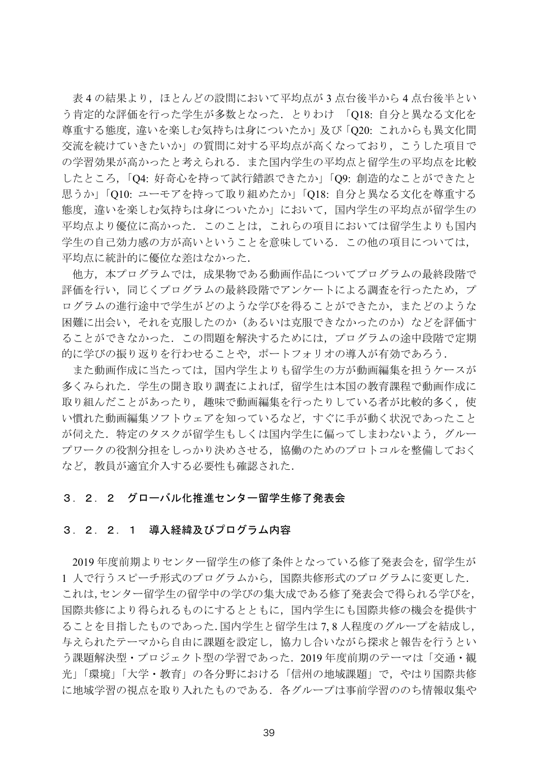表 4 の結果より，ほとんどの設問において平均点が 3 点台後半から 4 点台後半という肯定的な評価を行った学生が多数となった．とりわけ 「Q18: 自分と異なる文化を尊重する態度，違いを楽しむ気持ちは身についたか」及び「Q20: これからも異文化間交流を続けていきたいか」の質問に対する平均点が高くなっており，こうした項目での学習効果が高かったと考えられる．また国内学生の平均点と留学生の平均点を比較したところ，「Q4: 好奇心を持って試行錯誤できたか」「Q9: 創造的なことができたと思うか」「Q10: ユーモアを持って取り組めたか」「Q18: 自分と異なる文化を尊重する態度，違いを楽しむ気持ちは身についたか」において，国内学生の平均点が留学生の平均点より優位に高かった．このことは，これらの項目においては留学生よりも国内学生の自己効力感の方が高いということを意味している．この他の項目については，平均点に統計的に優位な差はなかった．

他方，本プログラムでは，成果物である動画作品についてプログラムの最終段階で評価を行い，同じくプログラムの最終段階でアンケートによる調査を行ったため，プログラムの進行途中で学生がどのような学びを得ることができたか，またどのような困難に出会い，それを克服したのか（あるいは克服できなかったのか）などを評価することができなかった．この問題を解決するためには，プログラムの途中段階で定期的に学びの振り返りを行わせることや，ポートフォリオの導入が有効であろう．

また動画作成に当たっては，国内学生よりも留学生の方が動画編集を担うケースが多くみられた．学生の聞き取り調査によれば，留学生は本国の教育課程で動画作成に取り組んだことがあったり，趣味で動画編集を行ったりしている者が比較的多く，使い慣れた動画編集ソフトウェアを知っているなど，すぐに手が動く状況であったことが伺えた．特定のタスクが留学生もしくは国内学生に偏ってしまわないよう，グループワークの役割分担をしっかり決めさせる，協働のためのプロトコルを整備しておくなど，教員が適宜介入する必要性も確認された．

### ３．２．２　グローバル化推進センター留学生修了発表会

#### ３．２．２．１　導入経緯及びプログラム内容

2019 年度前期よりセンター留学生の修了条件となっている修了発表会を，留学生が 1 人で行うスピーチ形式のプログラムから，国際共修形式のプログラムに変更した．これは，センター留学生の留学中の学びの集大成である修了発表会で得られる学びを，国際共修により得られるものにするとともに，国内学生にも国際共修の機会を提供することを目指したものであった．国内学生と留学生は 7, 8 人程度のグループを結成し，与えられたテーマから自由に課題を設定し，協力し合いながら探求と報告を行うという課題解決型・プロジェクト型の学習であった．2019 年度前期のテーマは「交通・観光」「環境」「大学・教育」の各分野における「信州の地域課題」で，やはり国際共修に地域学習の視点を取り入れたものである．各グループは事前学習ののち情報収集や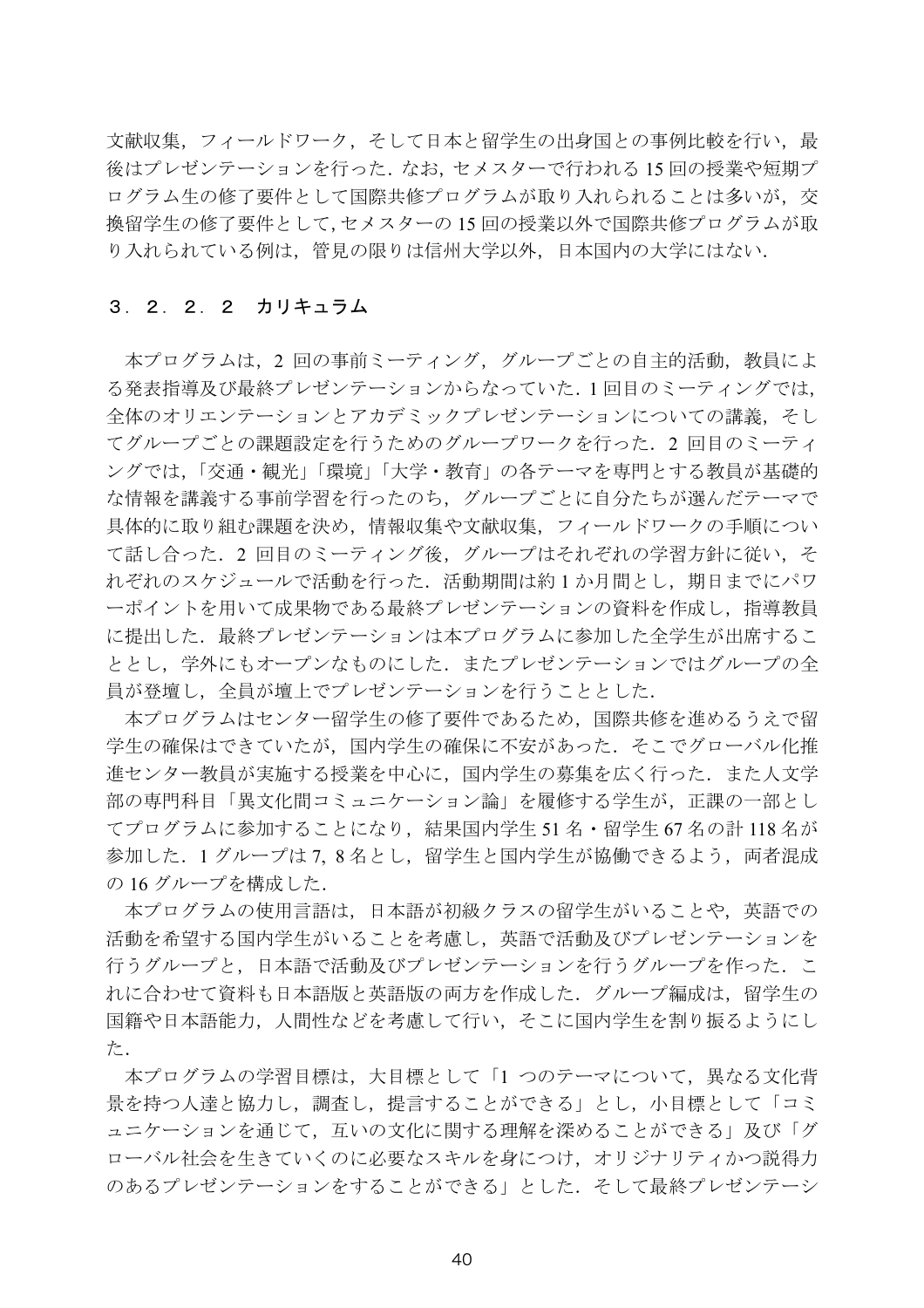文献収集，フィールドワーク，そして日本と留学生の出身国との事例比較を行い，最後はプレゼンテーションを行った．なお，セメスターで行われる 15 回の授業や短期プログラム生の修了要件として国際共修プログラムが取り入れられることは多いが，交換留学生の修了要件として，セメスターの 15 回の授業以外で国際共修プログラムが取り入れられている例は，管見の限りは信州大学以外，日本国内の大学にはない．

### ３．２．２．２　カリキュラム

本プログラムは，2 回の事前ミーティング，グループごとの自主的活動，教員による発表指導及び最終プレゼンテーションからなっていた．1 回目のミーティングでは，全体のオリエンテーションとアカデミックプレゼンテーションについての講義，そしてグループごとの課題設定を行うためのグループワークを行った．2 回目のミーティングでは，「交通・観光」「環境」「大学・教育」の各テーマを専門とする教員が基礎的な情報を講義する事前学習を行ったのち，グループごとに自分たちが選んだテーマで具体的に取り組む課題を決め，情報収集や文献収集，フィールドワークの手順について話し合った．2 回目のミーティング後，グループはそれぞれの学習方針に従い，それぞれのスケジュールで活動を行った．活動期間は約 1 か月間とし，期日までにパワーポイントを用いて成果物である最終プレゼンテーションの資料を作成し，指導教員に提出した．最終プレゼンテーションは本プログラムに参加した全学生が出席することとし，学外にもオープンなものにした．またプレゼンテーションではグループの全員が登壇し，全員が壇上でプレゼンテーションを行うこととした．

本プログラムはセンター留学生の修了要件であるため，国際共修を進めるうえで留学生の確保はできていたが，国内学生の確保に不安があった．そこでグローバル化推進センター教員が実施する授業を中心に，国内学生の募集を広く行った．また人文学部の専門科目「異文化間コミュニケーション論」を履修する学生が，正課の一部としてプログラムに参加することになり，結果国内学生 51 名・留学生 67 名の計 118 名が参加した．1 グループは 7, 8 名とし，留学生と国内学生が協働できるよう，両者混成の 16 グループを構成した．

本プログラムの使用言語は，日本語が初級クラスの留学生がいることや，英語での活動を希望する国内学生がいることを考慮し，英語で活動及びプレゼンテーションを行うグループと，日本語で活動及びプレゼンテーションを行うグループを作った．これに合わせて資料も日本語版と英語版の両方を作成した．グループ編成は，留学生の国籍や日本語能力，人間性などを考慮して行い，そこに国内学生を割り振るようにした．

本プログラムの学習目標は，大目標として「1 つのテーマについて，異なる文化背景を持つ人達と協力し，調査し，提言することができる」とし，小目標として「コミュニケーションを通じて，互いの文化に関する理解を深めることができる」及び「グローバル社会を生きていくのに必要なスキルを身につけ，オリジナリティかつ説得力のあるプレゼンテーションをすることができる」とした．そして最終プレゼンテーシ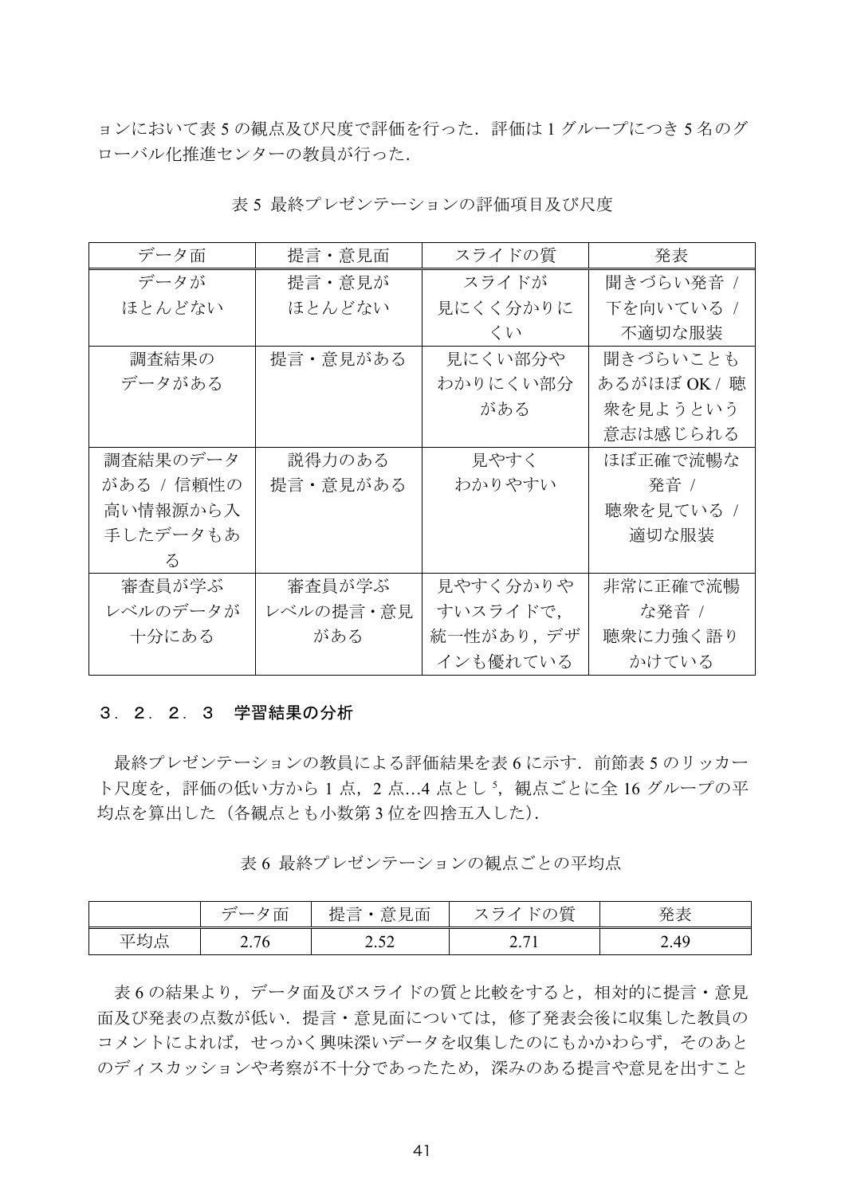ョンにおいて表 5 の観点及び尺度で評価を行った．評価は 1 グループにつき 5 名のグローバル化推進センターの教員が行った．

表 5 最終プレゼンテーションの評価項目及び尺度

| データ面 | 提言・意見面 | スライドの質 | 発表 |
|---|---|---|---|
| データがほとんどない | 提言・意見がほとんどない | スライドが見にくく分かりにくい | 聞きづらい発音 / 下を向いている / 不適切な服装 |
| 調査結果のデータがある | 提言・意見がある | 見にくい部分やわかりにくい部分がある | 聞きづらいこともあるがほぼ OK / 聴衆を見ようという意志は感じられる |
| 調査結果のデータがある / 信頼性の高い情報源から入手したデータもある | 説得力のある提言・意見がある | 見やすくわかりやすい | ほぼ正確で流暢な発音 / 聴衆を見ている / 適切な服装 |
| 審査員が学ぶレベルのデータが十分にある | 審査員が学ぶレベルの提言・意見がある | 見やすく分かりやすいスライドで，統一性があり，デザインも優れている | 非常に正確で流暢な発音 / 聴衆に力強く語りかけている |

### ３．２．２．３　学習結果の分析

最終プレゼンテーションの教員による評価結果を表 6 に示す．前節表 5 のリッカート尺度を，評価の低い方から 1 点，2 点…4 点とし [5]，観点ごとに全 16 グループの平均点を算出した（各観点とも小数第 3 位を四捨五入した）．

表 6 最終プレゼンテーションの観点ごとの平均点

| | データ面 | 提言・意見面 | スライドの質 | 発表 |
|---|---|---|---|---|
| 平均点 | 2.76 | 2.52 | 2.71 | 2.49 |

表 6 の結果より，データ面及びスライドの質と比較をすると，相対的に提言・意見面及び発表の点数が低い．提言・意見面については，修了発表会後に収集した教員のコメントによれば，せっかく興味深いデータを収集したのにもかかわらず，そのあとのディスカッションや考察が不十分であったため，深みのある提言や意見を出すこと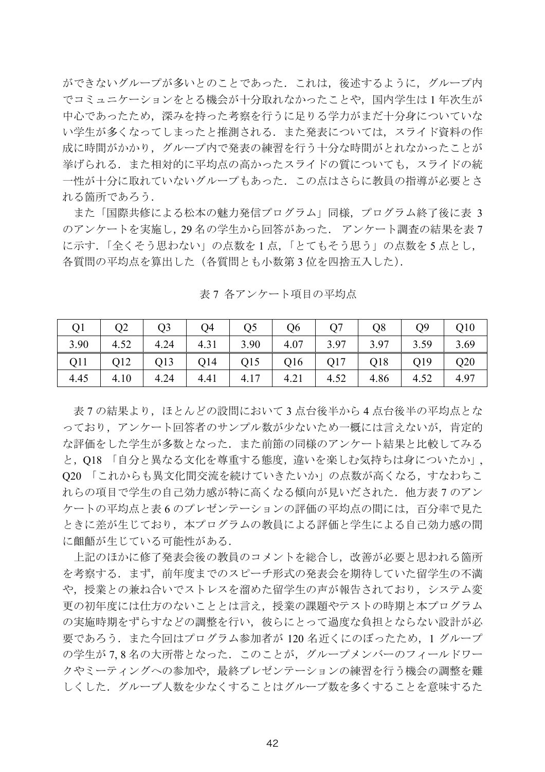ができないグループが多いとのことであった．これは，後述するように，グループ内でコミュニケーションをとる機会が十分取れなかったことや，国内学生は 1 年次生が中心であったため，深みを持った考察を行うに足りる学力がまだ十分身についていない学生が多くなってしまったと推測される．また発表については，スライド資料の作成に時間がかかり，グループ内で発表の練習を行う十分な時間がとれなかったことが挙げられる．また相対的に平均点の高かったスライドの質についても，スライドの統一性が十分に取れていないグループもあった．この点はさらに教員の指導が必要とされる箇所であろう．

また「国際共修による松本の魅力発信プログラム」同様，プログラム終了後に表 3 のアンケートを実施し，29 名の学生から回答があった． アンケート調査の結果を表 7 に示す．「全くそう思わない」の点数を 1 点，「とてもそう思う」の点数を 5 点とし，各質問の平均点を算出した（各質問とも小数第 3 位を四捨五入した）．

表 7 各アンケート項目の平均点

| Q1 | Q2 | Q3 | Q4 | Q5 | Q6 | Q7 | Q8 | Q9 | Q10 |
|---|---|---|---|---|---|---|---|---|---|
| 3.90 | 4.52 | 4.24 | 4.31 | 3.90 | 4.07 | 3.97 | 3.97 | 3.59 | 3.69 |
| Q11 | Q12 | Q13 | Q14 | Q15 | Q16 | Q17 | Q18 | Q19 | Q20 |
| 4.45 | 4.10 | 4.24 | 4.41 | 4.17 | 4.21 | 4.52 | 4.86 | 4.52 | 4.97 |

表 7 の結果より，ほとんどの設問において 3 点台後半から 4 点台後半の平均点となっており，アンケート回答者のサンプル数が少ないため一概には言えないが，肯定的な評価をした学生が多数となった．また前節の同様のアンケート結果と比較してみると，Q18 「自分と異なる文化を尊重する態度，違いを楽しむ気持ちは身についたか」，Q20 「これからも異文化間交流を続けていきたいか」の点数が高くなる，すなわちこれらの項目で学生の自己効力感が特に高くなる傾向が見いだされた．他方表 7 のアンケートの平均点と表 6 のプレゼンテーションの評価の平均点の間には，百分率で見たときに差が生じており，本プログラムの教員による評価と学生による自己効力感の間に齟齬が生じている可能性がある．

上記のほかに修了発表会後の教員のコメントを総合し，改善が必要と思われる箇所を考察する．まず，前年度までのスピーチ形式の発表会を期待していた留学生の不満や，授業との兼ね合いでストレスを溜めた留学生の声が報告されており，システム変更の初年度には仕方のないこととは言え，授業の課題やテストの時期と本プログラムの実施時期をずらすなどの調整を行い，彼らにとって過度な負担とならない設計が必要であろう．また今回はプログラム参加者が 120 名近くにのぼったため，1 グループの学生が 7, 8 名の大所帯となった．このことが，グループメンバーのフィールドワークやミーティングへの参加や，最終プレゼンテーションの練習を行う機会の調整を難しくした．グループ人数を少なくすることはグループ数を多くすることを意味するた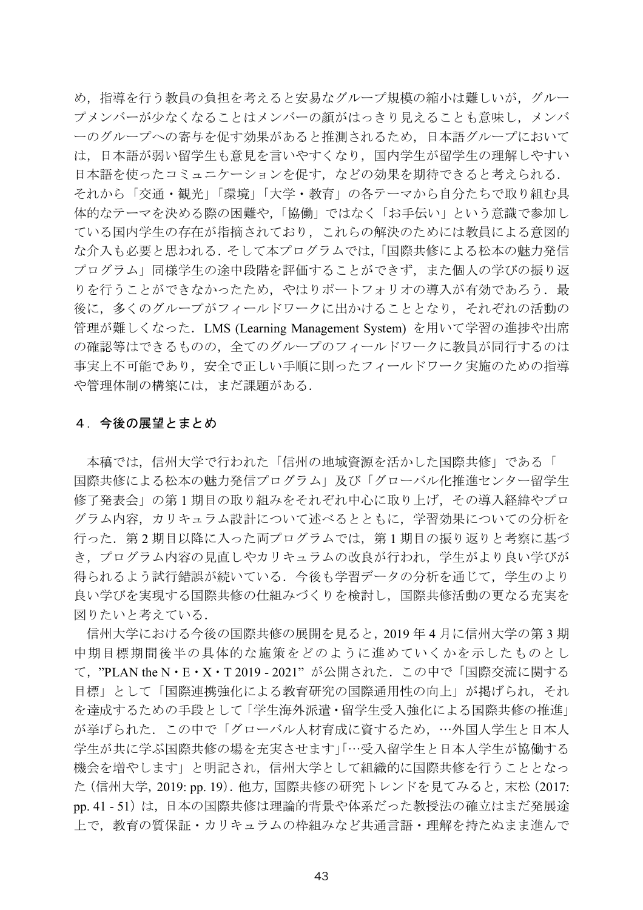め，指導を行う教員の負担を考えると安易なグループ規模の縮小は難しいが，グループメンバーが少なくなることはメンバーの顔がはっきり見えることも意味し，メンバーのグループへの寄与を促す効果があると推測されるため，日本語グループにおいては，日本語が弱い留学生も意見を言いやすくなり，国内学生が留学生の理解しやすい日本語を使ったコミュニケーションを促す，などの効果を期待できると考えられる．それから「交通・観光」「環境」「大学・教育」の各テーマから自分たちで取り組む具体的なテーマを決める際の困難や,「協働」ではなく「お手伝い」という意識で参加している国内学生の存在が指摘されており，これらの解決のためには教員による意図的な介入も必要と思われる．そして本プログラムでは,「国際共修による松本の魅力発信プログラム」同様学生の途中段階を評価することができず，また個人の学びの振り返りを行うことができなかったため，やはりポートフォリオの導入が有効であろう．最後に，多くのグループがフィールドワークに出かけることとなり，それぞれの活動の管理が難しくなった．LMS (Learning Management System) を用いて学習の進捗や出席の確認等はできるものの，全てのグループのフィールドワークに教員が同行するのは事実上不可能であり，安全で正しい手順に則ったフィールドワーク実施のための指導や管理体制の構築には，まだ課題がある．

## ４．今後の展望とまとめ

本稿では，信州大学で行われた「信州の地域資源を活かした国際共修」である「国際共修による松本の魅力発信プログラム」及び「グローバル化推進センター留学生修了発表会」の第 1 期目の取り組みをそれぞれ中心に取り上げ，その導入経緯やプログラム内容，カリキュラム設計について述べるとともに，学習効果についての分析を行った．第 2 期目以降に入った両プログラムでは，第 1 期目の振り返りと考察に基づき，プログラム内容の見直しやカリキュラムの改良が行われ，学生がより良い学びが得られるよう試行錯誤が続いている．今後も学習データの分析を通じて，学生のより良い学びを実現する国際共修の仕組みづくりを検討し，国際共修活動の更なる充実を図りたいと考えている．

信州大学における今後の国際共修の展開を見ると，2019 年 4 月に信州大学の第 3 期中期目標期間後半の具体的な施策をどのように進めていくかを示したものとして，”PLAN the N・E・X・T 2019 - 2021” が公開された．この中で「国際交流に関する目標」として「国際連携強化による教育研究の国際通用性の向上」が掲げられ，それを達成するための手段として「学生海外派遣・留学生受入強化による国際共修の推進」が挙げられた．この中で「グローバル人材育成に資するため，…外国人学生と日本人学生が共に学ぶ国際共修の場を充実させます」「…受入留学生と日本人学生が協働する機会を増やします」と明記され，信州大学として組織的に国際共修を行うこととなった（信州大学, 2019: pp. 19）. 他方，国際共修の研究トレンドを見てみると，末松（2017: pp. 41 - 51）は，日本の国際共修は理論的背景や体系だった教授法の確立はまだ発展途上で，教育の質保証・カリキュラムの枠組みなど共通言語・理解を持たぬまま進んで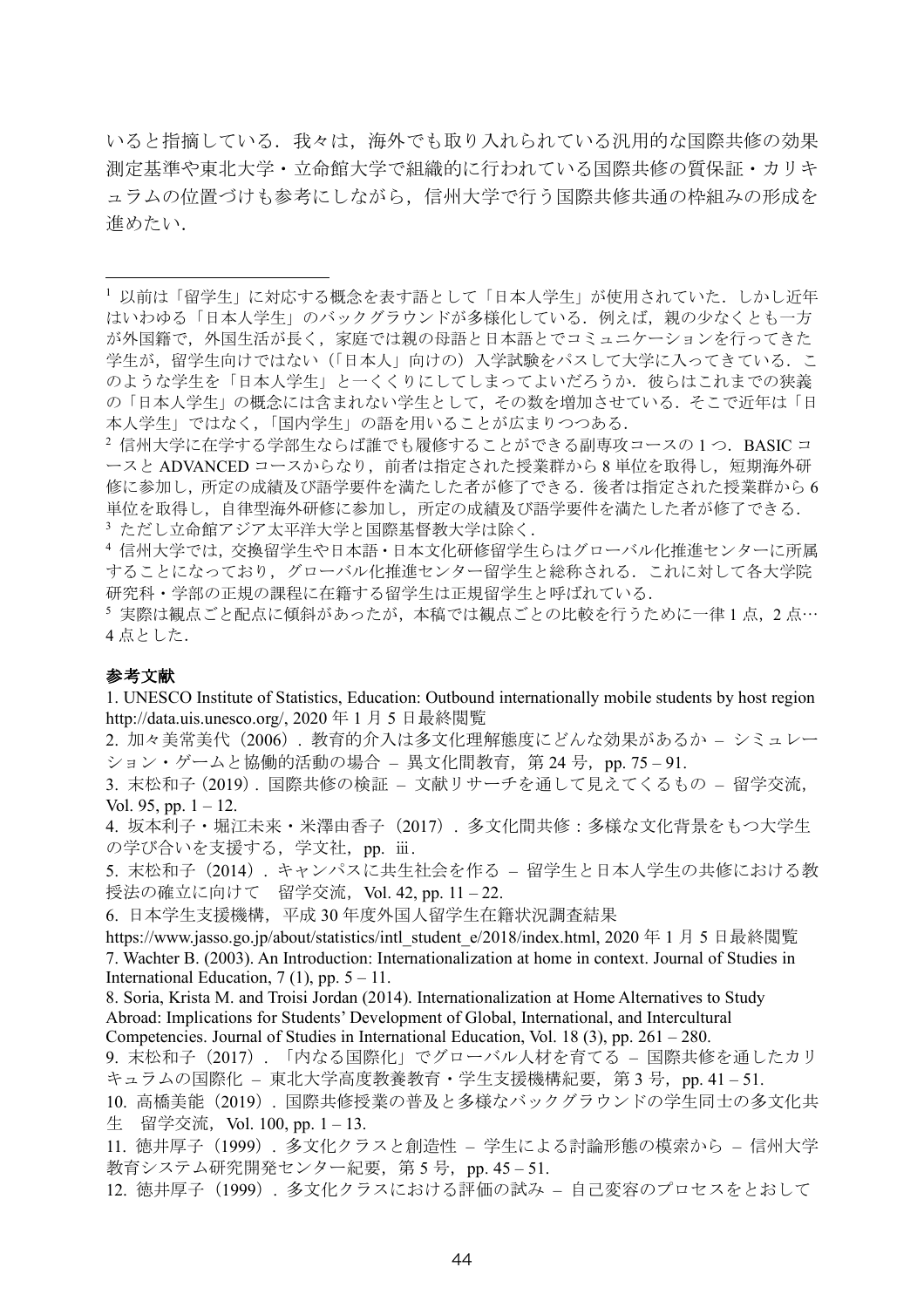いると指摘している．我々は，海外でも取り入れられている汎用的な国際共修の効果測定基準や東北大学・立命館大学で組織的に行われている国際共修の質保証・カリキュラムの位置づけも参考にしながら，信州大学で行う国際共修共通の枠組みの形成を進めたい．

---

[1] 以前は「留学生」に対応する概念を表す語として「日本人学生」が使用されていた．しかし近年はいわゆる「日本人学生」のバックグラウンドが多様化している．例えば，親の少なくとも一方が外国籍で，外国生活が長く，家庭では親の母語と日本語とでコミュニケーションを行ってきた学生が，留学生向けではない（「日本人」向けの）入学試験をパスして大学に入ってきている．このような学生を「日本人学生」と一くくりにしてしまってよいだろうか．彼らはこれまでの狭義の「日本人学生」の概念には含まれない学生として，その数を増加させている．そこで近年は「日本人学生」ではなく，「国内学生」の語を用いることが広まりつつある．

[2] 信州大学に在学する学部生ならば誰でも履修することができる副専攻コースの 1 つ．BASIC コースと ADVANCED コースからなり，前者は指定された授業群から 8 単位を取得し，短期海外研修に参加し，所定の成績及び語学要件を満たした者が修了できる．後者は指定された授業群から 6 単位を取得し，自律型海外研修に参加し，所定の成績及び語学要件を満たした者が修了できる．

[3] ただし立命館アジア太平洋大学と国際基督教大学は除く．

[4] 信州大学では，交換留学生や日本語・日本文化研修留学生らはグローバル化推進センターに所属することになっており，グローバル化推進センター留学生と総称される．これに対して各大学院研究科・学部の正規の課程に在籍する留学生は正規留学生と呼ばれている．

[5] 実際は観点ごと配点に傾斜があったが，本稿では観点ごとの比較を行うために一律 1 点，2 点…4 点とした．

**参考文献**

1. UNESCO Institute of Statistics, Education: Outbound internationally mobile students by host region http://data.uis.unesco.org/, 2020 年 1 月 5 日最終閲覧
2. 加々美常美代（2006）．教育的介入は多文化理解態度にどんな効果があるか – シミュレーション・ゲームと協働的活動の場合 – 異文化間教育，第 24 号，pp. 75 – 91.
3. 末松和子（2019）．国際共修の検証 – 文献リサーチを通して見えてくるもの – 留学交流，Vol. 95, pp. 1 – 12.
4. 坂本利子・堀江未来・米澤由香子（2017）．多文化間共修：多様な文化背景をもつ大学生の学び合いを支援する，学文社，pp. ⅲ.
5. 末松和子（2014）．キャンパスに共生社会を作る – 留学生と日本人学生の共修における教授法の確立に向けて　留学交流，Vol. 42, pp. 11 – 22.
6. 日本学生支援機構，平成 30 年度外国人留学生在籍状況調査結果 https://www.jasso.go.jp/about/statistics/intl_student_e/2018/index.html, 2020 年 1 月 5 日最終閲覧
7. Wachter B. (2003). An Introduction: Internationalization at home in context. Journal of Studies in International Education, 7 (1), pp. 5 – 11.
8. Soria, Krista M. and Troisi Jordan (2014). Internationalization at Home Alternatives to Study Abroad: Implications for Students' Development of Global, International, and Intercultural Competencies. Journal of Studies in International Education, Vol. 18 (3), pp. 261 – 280.
9. 末松和子（2017）．「内なる国際化」でグローバル人材を育てる – 国際共修を通したカリキュラムの国際化 – 東北大学高度教養教育・学生支援機構紀要，第 3 号，pp. 41 – 51.
10. 高橋美能（2019）．国際共修授業の普及と多様なバックグラウンドの学生同士の多文化共生　留学交流，Vol. 100, pp. 1 – 13.
11. 徳井厚子（1999）．多文化クラスと創造性 – 学生による討論形態の模索から – 信州大学教育システム研究開発センター紀要，第 5 号，pp. 45 – 51.
12. 徳井厚子（1999）．多文化クラスにおける評価の試み – 自己変容のプロセスをとおして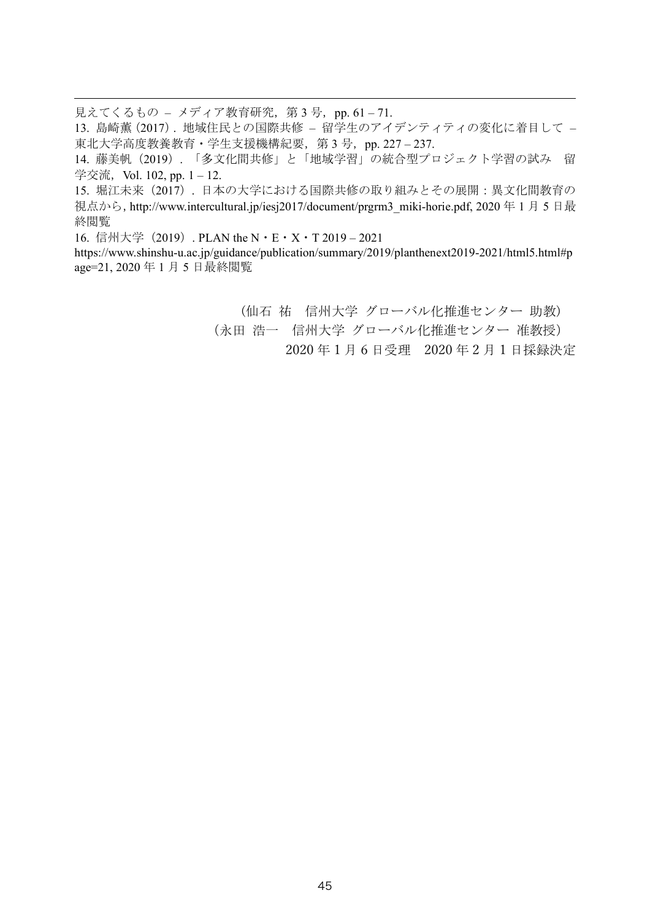見えてくるもの – メディア教育研究，第 3 号，pp. 61 – 71.

13. 島崎薫 (2017). 地域住民との国際共修 – 留学生のアイデンティティの変化に着目して – 東北大学高度教養教育・学生支援機構紀要，第 3 号，pp. 227 – 237.

14. 藤美帆（2019）. 「多文化間共修」と「地域学習」の統合型プロジェクト学習の試み　留学交流，Vol. 102, pp. 1 – 12.

15. 堀江未来（2017）. 日本の大学における国際共修の取り組みとその展開：異文化間教育の視点から, http://www.intercultural.jp/iesj2017/document/prgrm3_miki-horie.pdf, 2020 年 1 月 5 日最終閲覧

16. 信州大学（2019）. PLAN the N・E・X・T 2019 – 2021
https://www.shinshu-u.ac.jp/guidance/publication/summary/2019/planthenext2019-2021/html5.html#page=21, 2020 年 1 月 5 日最終閲覧

（仙石 祐　信州大学 グローバル化推進センター 助教）
（永田 浩一　信州大学 グローバル化推進センター 准教授）
2020 年 1 月 6 日受理　2020 年 2 月 1 日採録決定